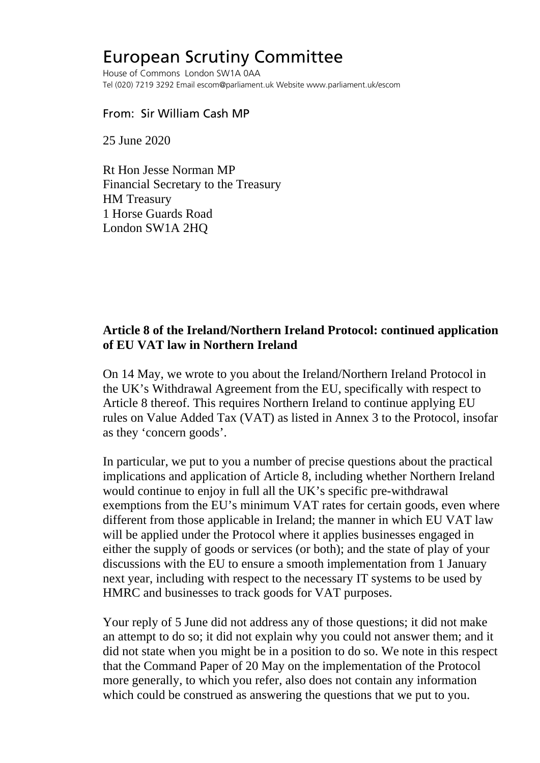# European Scrutiny Committee

House of Commons London SW1A 0AA
Tel (020) 7219 3292 Email escom@parliament.uk Website www.parliament.uk/escom

From: Sir William Cash MP

25 June 2020

Rt Hon Jesse Norman MP
Financial Secretary to the Treasury
HM Treasury
1 Horse Guards Road
London SW1A 2HQ

**Article 8 of the Ireland/Northern Ireland Protocol: continued application of EU VAT law in Northern Ireland**

On 14 May, we wrote to you about the Ireland/Northern Ireland Protocol in the UK's Withdrawal Agreement from the EU, specifically with respect to Article 8 thereof. This requires Northern Ireland to continue applying EU rules on Value Added Tax (VAT) as listed in Annex 3 to the Protocol, insofar as they 'concern goods'.

In particular, we put to you a number of precise questions about the practical implications and application of Article 8, including whether Northern Ireland would continue to enjoy in full all the UK's specific pre-withdrawal exemptions from the EU's minimum VAT rates for certain goods, even where different from those applicable in Ireland; the manner in which EU VAT law will be applied under the Protocol where it applies businesses engaged in either the supply of goods or services (or both); and the state of play of your discussions with the EU to ensure a smooth implementation from 1 January next year, including with respect to the necessary IT systems to be used by HMRC and businesses to track goods for VAT purposes.

Your reply of 5 June did not address any of those questions; it did not make an attempt to do so; it did not explain why you could not answer them; and it did not state when you might be in a position to do so. We note in this respect that the Command Paper of 20 May on the implementation of the Protocol more generally, to which you refer, also does not contain any information which could be construed as answering the questions that we put to you.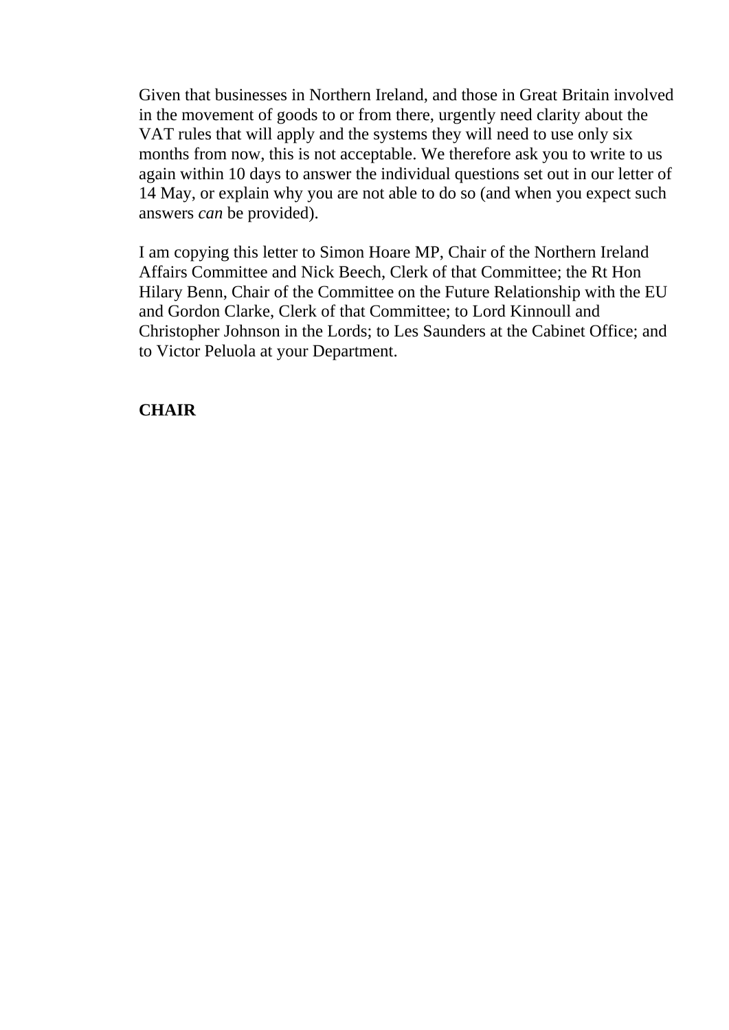Given that businesses in Northern Ireland, and those in Great Britain involved in the movement of goods to or from there, urgently need clarity about the VAT rules that will apply and the systems they will need to use only six months from now, this is not acceptable. We therefore ask you to write to us again within 10 days to answer the individual questions set out in our letter of 14 May, or explain why you are not able to do so (and when you expect such answers *can* be provided).

I am copying this letter to Simon Hoare MP, Chair of the Northern Ireland Affairs Committee and Nick Beech, Clerk of that Committee; the Rt Hon Hilary Benn, Chair of the Committee on the Future Relationship with the EU and Gordon Clarke, Clerk of that Committee; to Lord Kinnoull and Christopher Johnson in the Lords; to Les Saunders at the Cabinet Office; and to Victor Peluola at your Department.

**CHAIR**